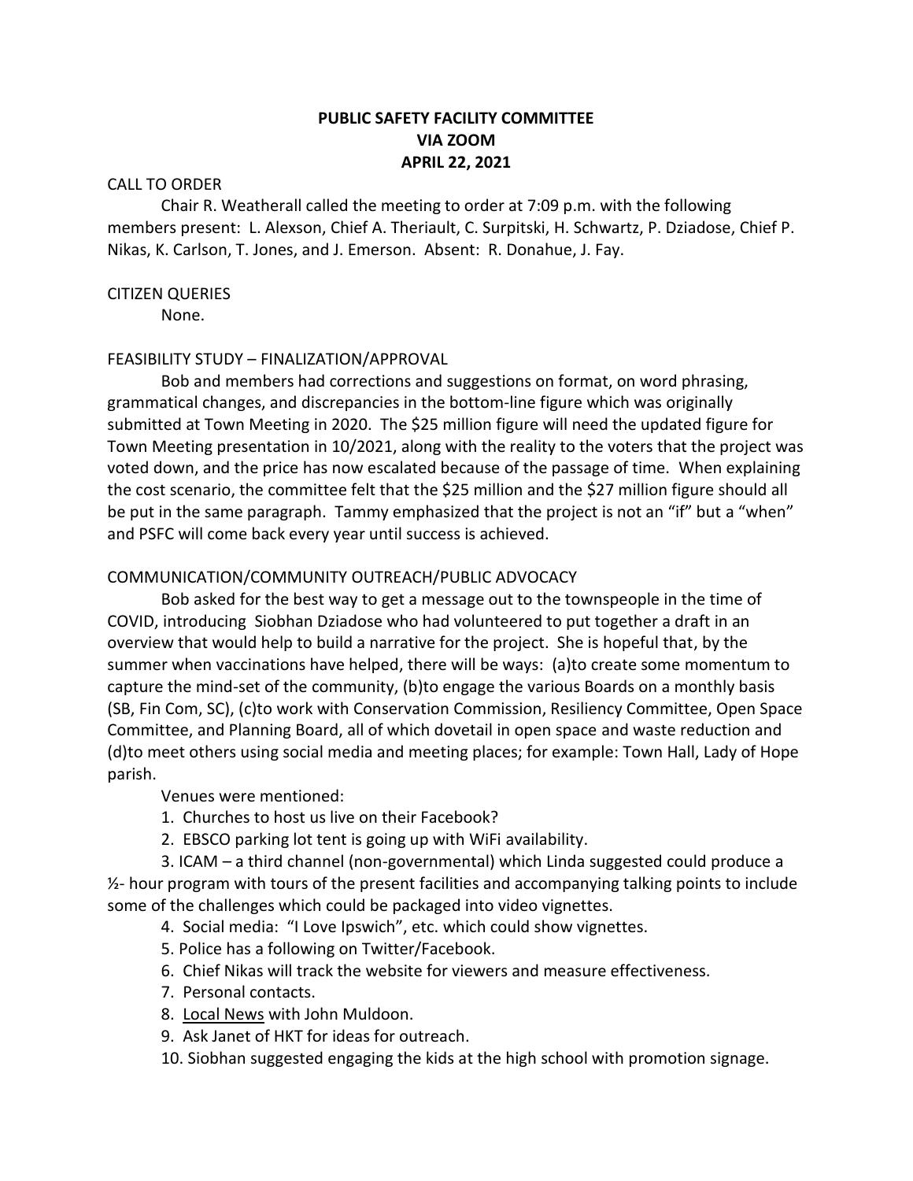# PUBLIC SAFETY FACILITY COMMITTEE
# VIA ZOOM
# APRIL 22, 2021

CALL TO ORDER

Chair R. Weatherall called the meeting to order at 7:09 p.m. with the following members present: L. Alexson, Chief A. Theriault, C. Surpitski, H. Schwartz, P. Dziadose, Chief P. Nikas, K. Carlson, T. Jones, and J. Emerson. Absent: R. Donahue, J. Fay.

CITIZEN QUERIES

None.

FEASIBILITY STUDY – FINALIZATION/APPROVAL

Bob and members had corrections and suggestions on format, on word phrasing, grammatical changes, and discrepancies in the bottom-line figure which was originally submitted at Town Meeting in 2020. The $25 million figure will need the updated figure for Town Meeting presentation in 10/2021, along with the reality to the voters that the project was voted down, and the price has now escalated because of the passage of time. When explaining the cost scenario, the committee felt that the $25 million and the $27 million figure should all be put in the same paragraph. Tammy emphasized that the project is not an "if" but a "when" and PSFC will come back every year until success is achieved.

COMMUNICATION/COMMUNITY OUTREACH/PUBLIC ADVOCACY

Bob asked for the best way to get a message out to the townspeople in the time of COVID, introducing Siobhan Dziadose who had volunteered to put together a draft in an overview that would help to build a narrative for the project. She is hopeful that, by the summer when vaccinations have helped, there will be ways: (a)to create some momentum to capture the mind-set of the community, (b)to engage the various Boards on a monthly basis (SB, Fin Com, SC), (c)to work with Conservation Commission, Resiliency Committee, Open Space Committee, and Planning Board, all of which dovetail in open space and waste reduction and (d)to meet others using social media and meeting places; for example: Town Hall, Lady of Hope parish.

Venues were mentioned:

1. Churches to host us live on their Facebook?
2. EBSCO parking lot tent is going up with WiFi availability.
3. ICAM – a third channel (non-governmental) which Linda suggested could produce a ½- hour program with tours of the present facilities and accompanying talking points to include some of the challenges which could be packaged into video vignettes.
4. Social media: "I Love Ipswich", etc. which could show vignettes.
5. Police has a following on Twitter/Facebook.
6. Chief Nikas will track the website for viewers and measure effectiveness.
7. Personal contacts.
8. Local News with John Muldoon.
9. Ask Janet of HKT for ideas for outreach.
10. Siobhan suggested engaging the kids at the high school with promotion signage.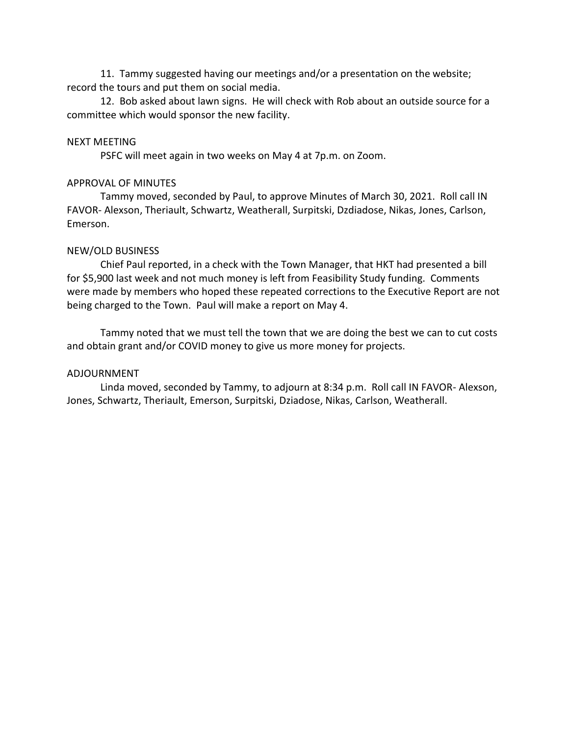11. Tammy suggested having our meetings and/or a presentation on the website; record the tours and put them on social media.

12. Bob asked about lawn signs. He will check with Rob about an outside source for a committee which would sponsor the new facility.

NEXT MEETING

PSFC will meet again in two weeks on May 4 at 7p.m. on Zoom.

APPROVAL OF MINUTES

Tammy moved, seconded by Paul, to approve Minutes of March 30, 2021. Roll call IN FAVOR- Alexson, Theriault, Schwartz, Weatherall, Surpitski, Dzdiadose, Nikas, Jones, Carlson, Emerson.

NEW/OLD BUSINESS

Chief Paul reported, in a check with the Town Manager, that HKT had presented a bill for $5,900 last week and not much money is left from Feasibility Study funding. Comments were made by members who hoped these repeated corrections to the Executive Report are not being charged to the Town. Paul will make a report on May 4.

Tammy noted that we must tell the town that we are doing the best we can to cut costs and obtain grant and/or COVID money to give us more money for projects.

ADJOURNMENT

Linda moved, seconded by Tammy, to adjourn at 8:34 p.m. Roll call IN FAVOR- Alexson, Jones, Schwartz, Theriault, Emerson, Surpitski, Dziadose, Nikas, Carlson, Weatherall.